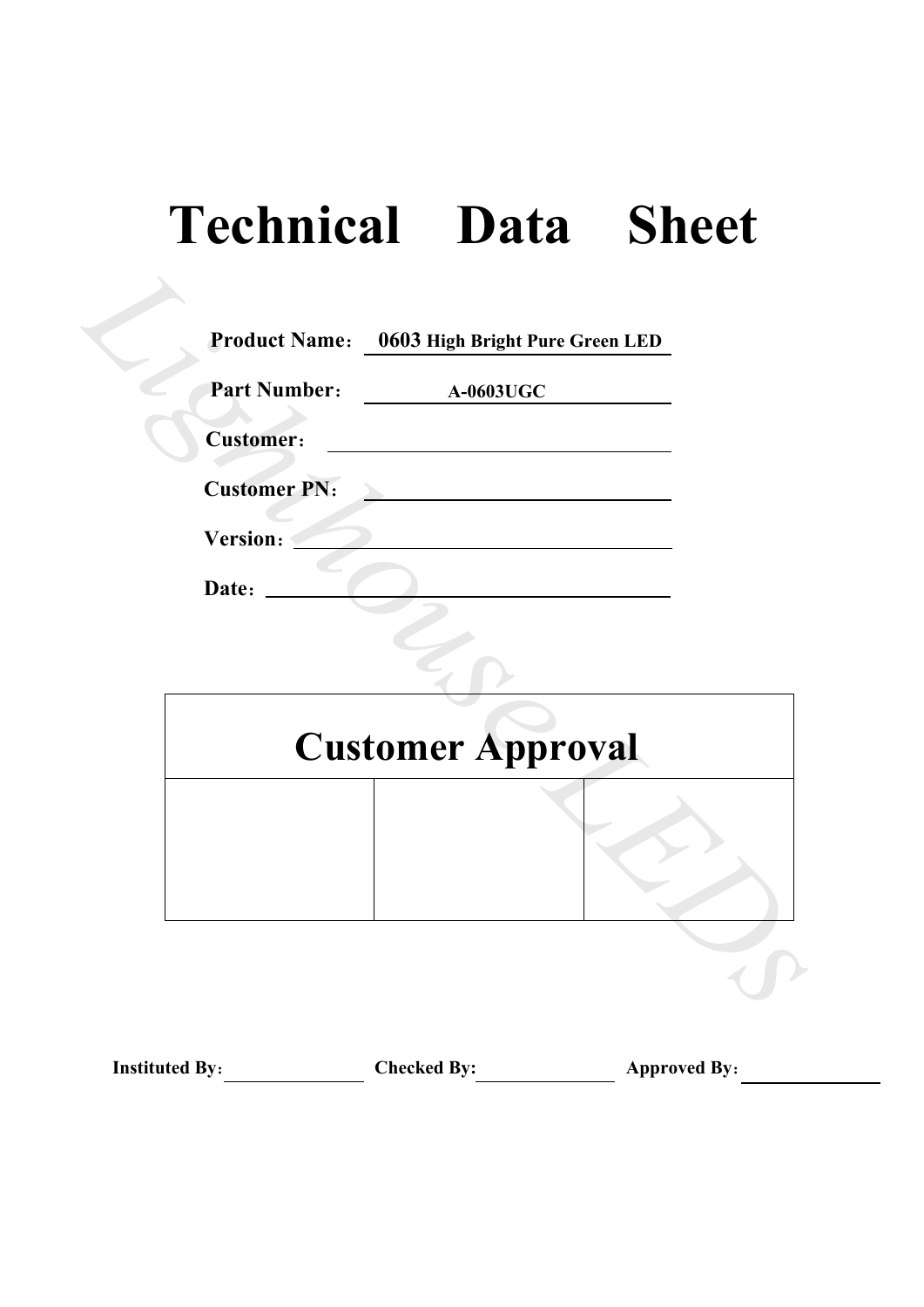# Technical Data Sheet

**Product Name：** **0603 High Bright Pure Green LED**

**Part Number：** **A-0603UGC**

**Customer：**

**Customer PN：**

**Version：**

**Date：**

| Customer Approval | | |
|---|---|---|
| | | |

**Instituted By：** ____________ **Checked By:** ____________ **Approved By：** ____________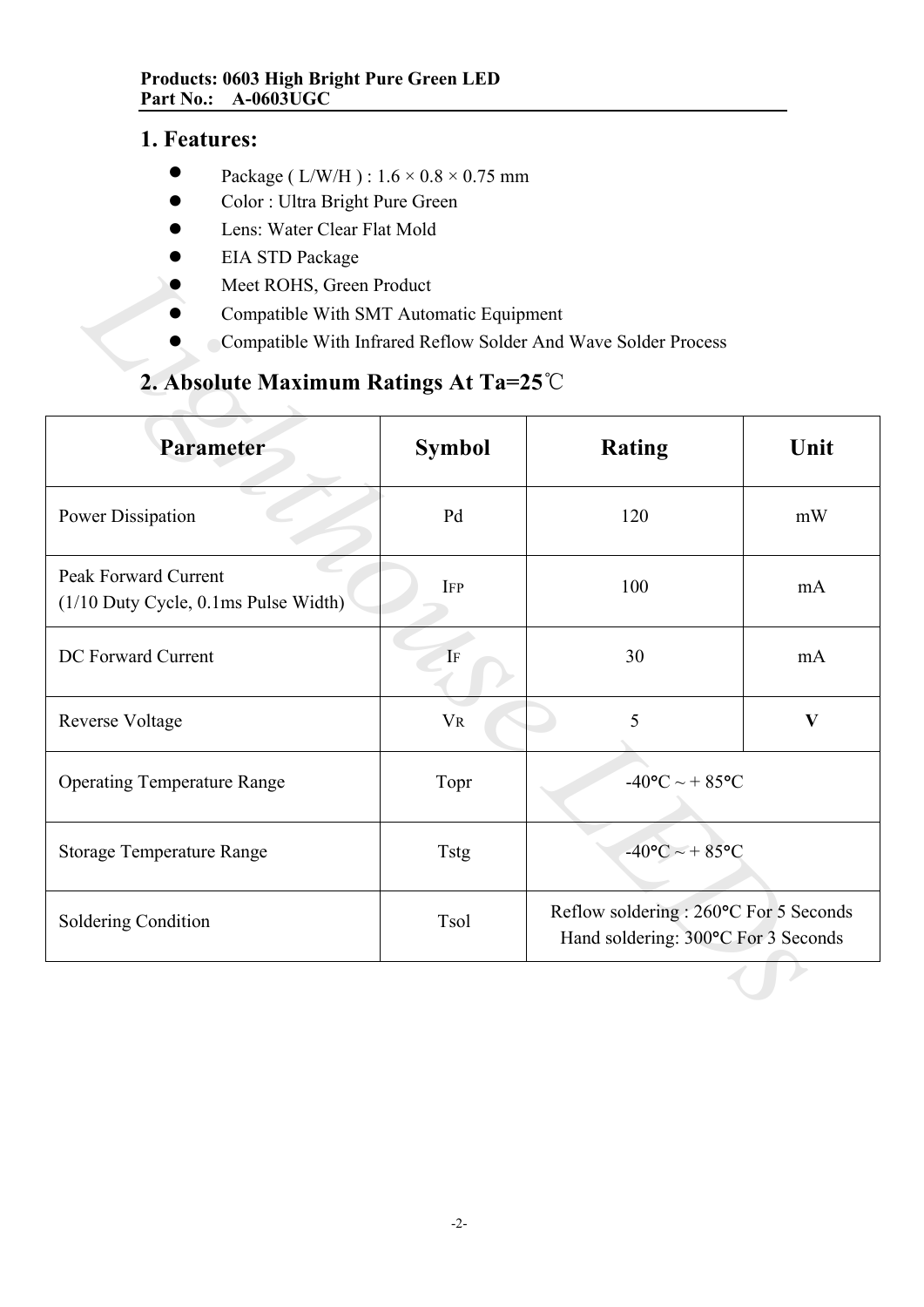**Products: 0603 High Bright Pure Green LED**
**Part No.: A-0603UGC**

## 1. Features:

- Package ( L/W/H ) : 1.6 × 0.8 × 0.75 mm
- Color : Ultra Bright Pure Green
- Lens: Water Clear Flat Mold
- EIA STD Package
- Meet ROHS, Green Product
- Compatible With SMT Automatic Equipment
- Compatible With Infrared Reflow Solder And Wave Solder Process

## 2. Absolute Maximum Ratings At Ta=25℃

| Parameter | Symbol | Rating | Unit |
|---|---|---|---|
| Power Dissipation | Pd | 120 | mW |
| Peak Forward Current (1/10 Duty Cycle, 0.1ms Pulse Width) | $I_{FP}$ | 100 | mA |
| DC Forward Current | $I_F$ | 30 | mA |
| Reverse Voltage | $V_R$ | 5 | **V** |
| Operating Temperature Range | Topr | -40°C ~ + 85°C | |
| Storage Temperature Range | Tstg | -40°C ~ + 85°C | |
| Soldering Condition | Tsol | Reflow soldering : 260°C For 5 Seconds<br>Hand soldering: 300°C For 3 Seconds | |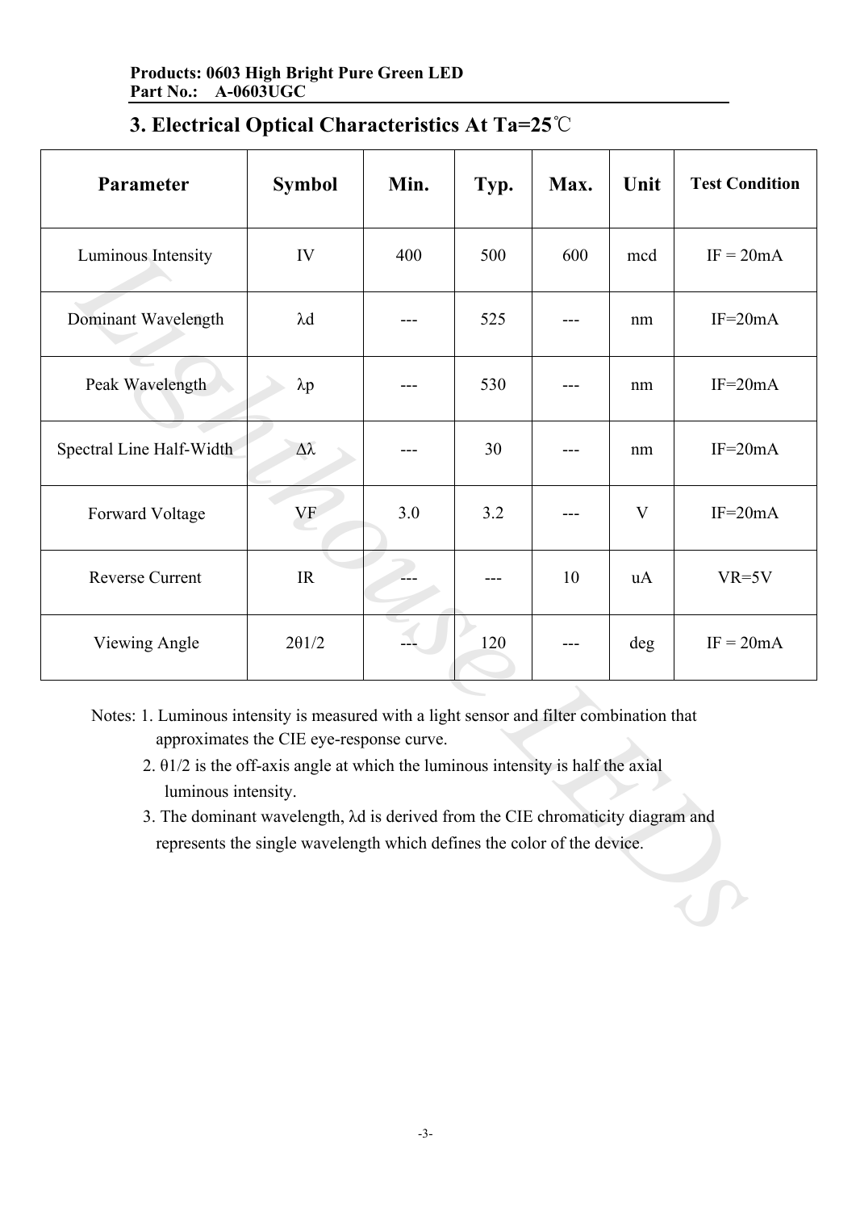## 3. Electrical Optical Characteristics At Ta=25℃

| Parameter | Symbol | Min. | Typ. | Max. | Unit | Test Condition |
|---|---|---|---|---|---|---|
| Luminous Intensity | IV | 400 | 500 | 600 | mcd | IF = 20mA |
| Dominant Wavelength | λd | --- | 525 | --- | nm | IF=20mA |
| Peak Wavelength | λp | --- | 530 | --- | nm | IF=20mA |
| Spectral Line Half-Width | Δλ | --- | 30 | --- | nm | IF=20mA |
| Forward Voltage | VF | 3.0 | 3.2 | --- | V | IF=20mA |
| Reverse Current | IR | --- | --- | 10 | uA | VR=5V |
| Viewing Angle | 2θ1/2 | --- | 120 | --- | deg | IF = 20mA |

Notes: 1. Luminous intensity is measured with a light sensor and filter combination that approximates the CIE eye-response curve.

2. θ1/2 is the off-axis angle at which the luminous intensity is half the axial luminous intensity.

3. The dominant wavelength, λd is derived from the CIE chromaticity diagram and represents the single wavelength which defines the color of the device.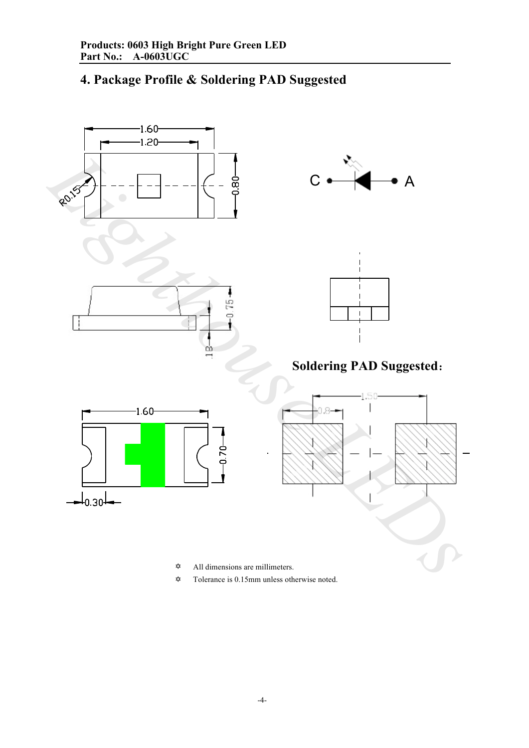## 4. Package Profile & Soldering PAD Suggested

**Soldering PAD Suggested：**

- All dimensions are millimeters.
- Tolerance is 0.15mm unless otherwise noted.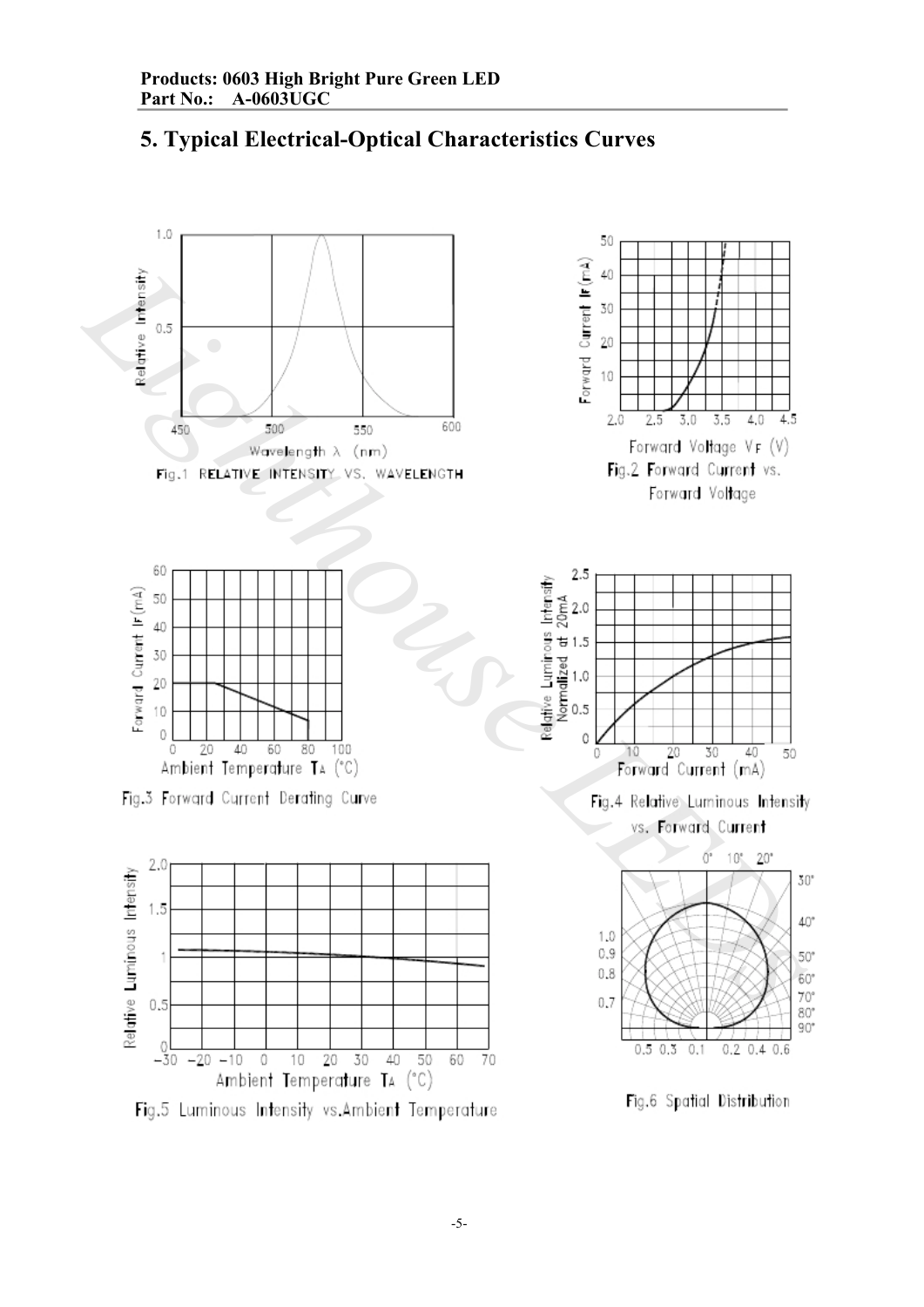# 5. Typical Electrical-Optical Characteristics Curves

Fig.1 RELATIVE INTENSITY VS. WAVELENGTH

Fig.2 Forward Current vs. Forward Voltage

Fig.3 Forward Current Derating Curve

Fig.4 Relative Luminous Intensity vs. Forward Current

Fig.5 Luminous Intensity vs.Ambient Temperature

Fig.6 Spatial Distribution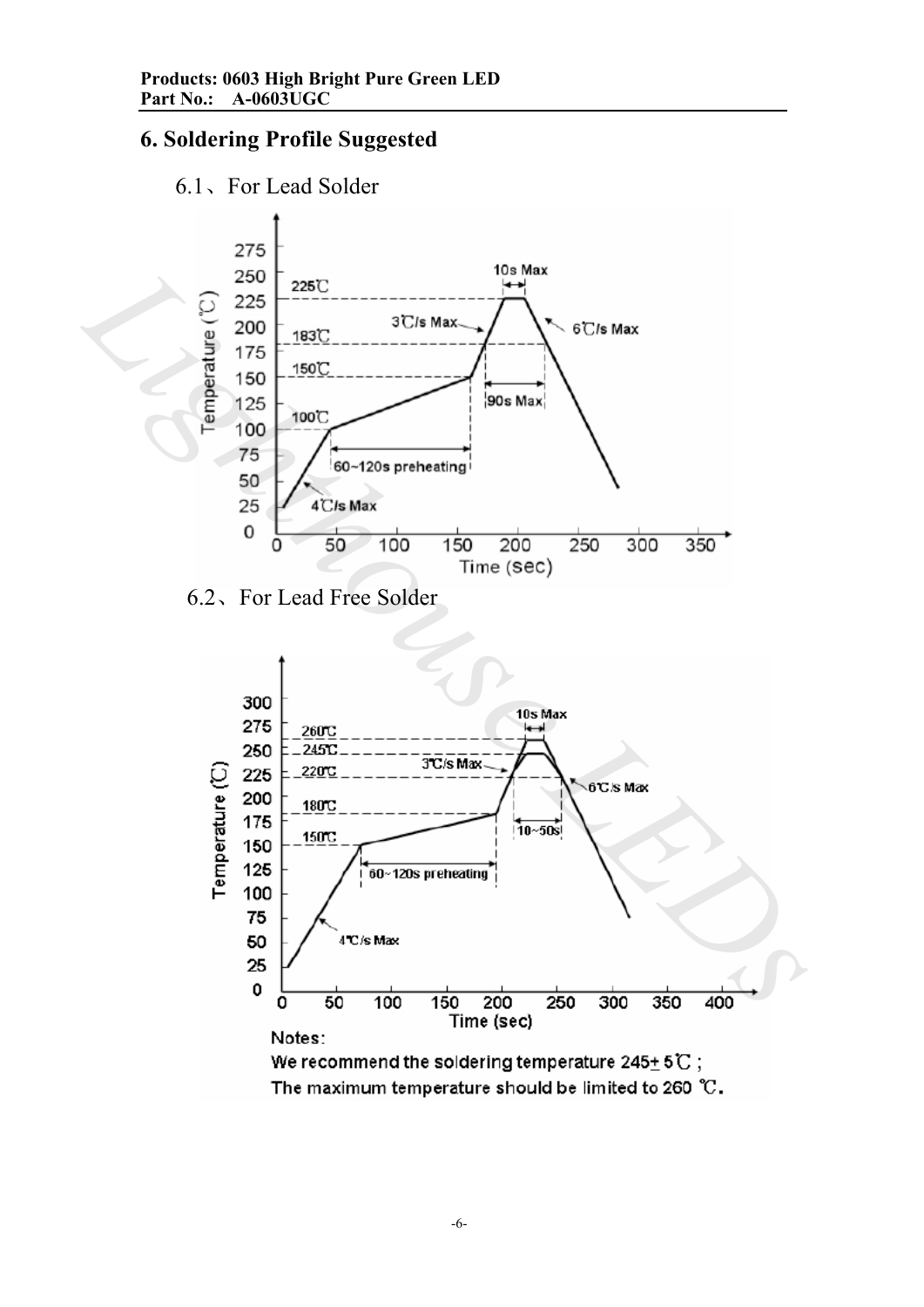# 6. Soldering Profile Suggested

6.1、For Lead Solder

6.2、For Lead Free Solder

Notes:

We recommend the soldering temperature 245± 5℃ ;

The maximum temperature should be limited to 260 ℃.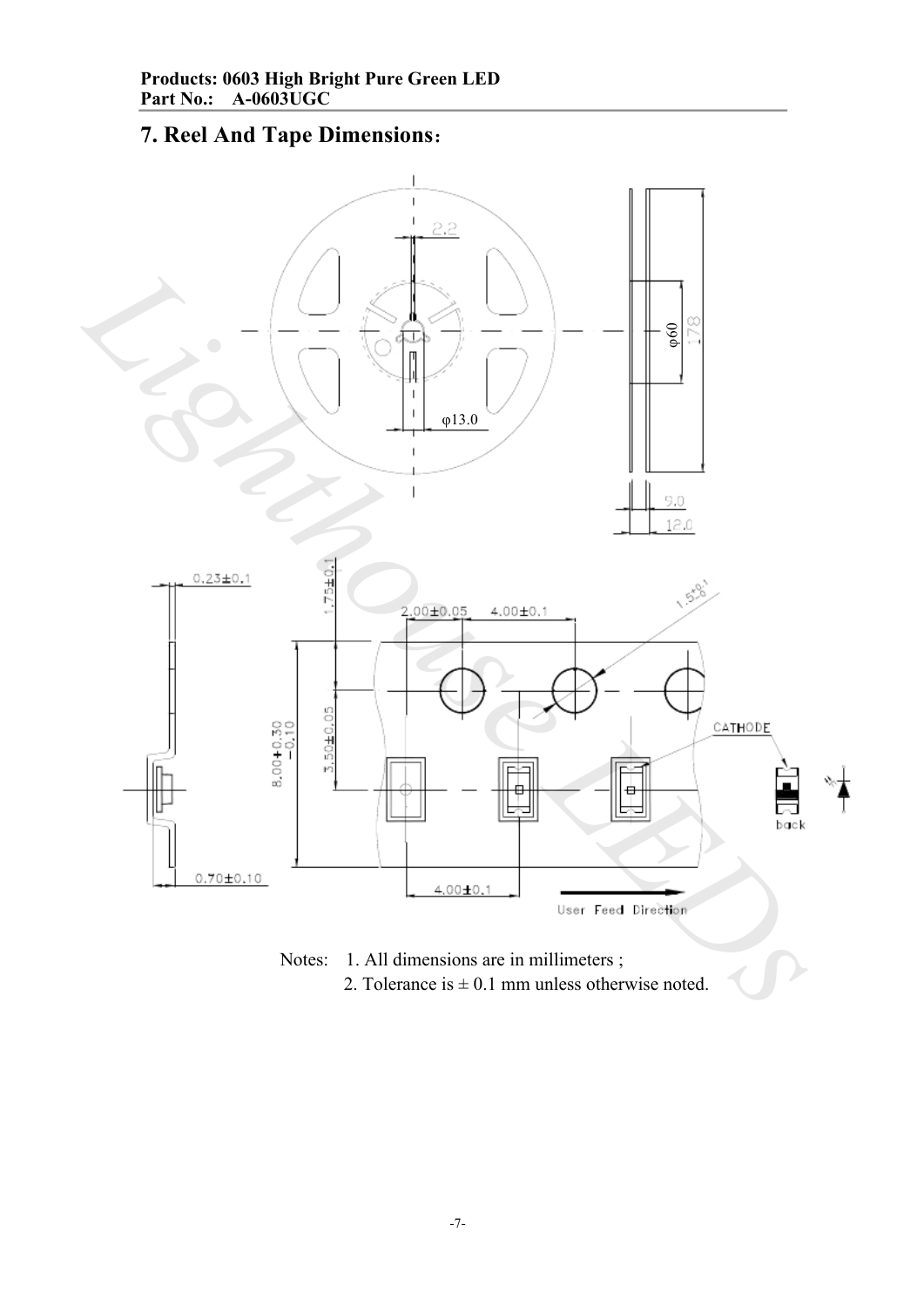# 7. Reel And Tape Dimensions：

Notes: 1. All dimensions are in millimeters ;

2. Tolerance is ± 0.1 mm unless otherwise noted.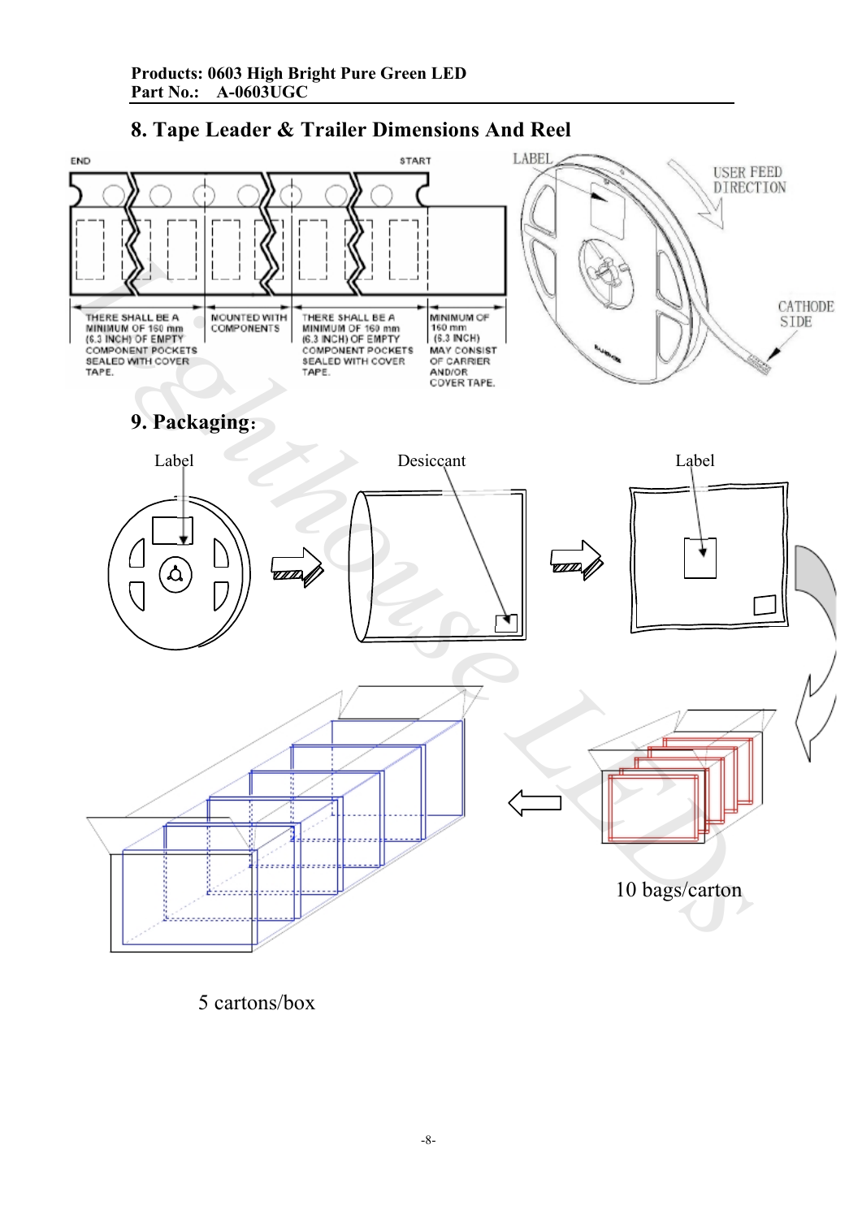## 8. Tape Leader & Trailer Dimensions And Reel

END

START

THERE SHALL BE A MINIMUM OF 160 mm (6.3 INCH) OF EMPTY COMPONENT POCKETS SEALED WITH COVER TAPE.

MOUNTED WITH COMPONENTS

THERE SHALL BE A MINIMUM OF 160 mm (6.3 INCH) OF EMPTY COMPONENT POCKETS SEALED WITH COVER TAPE.

MINIMUM OF 160 mm (6.3 INCH) MAY CONSIST OF CARRIER AND/OR COVER TAPE.

LABEL

USER FEED DIRECTION

CATHODE SIDE

## 9. Packaging:

Label

Desiccant

Label

10 bags/carton

5 cartons/box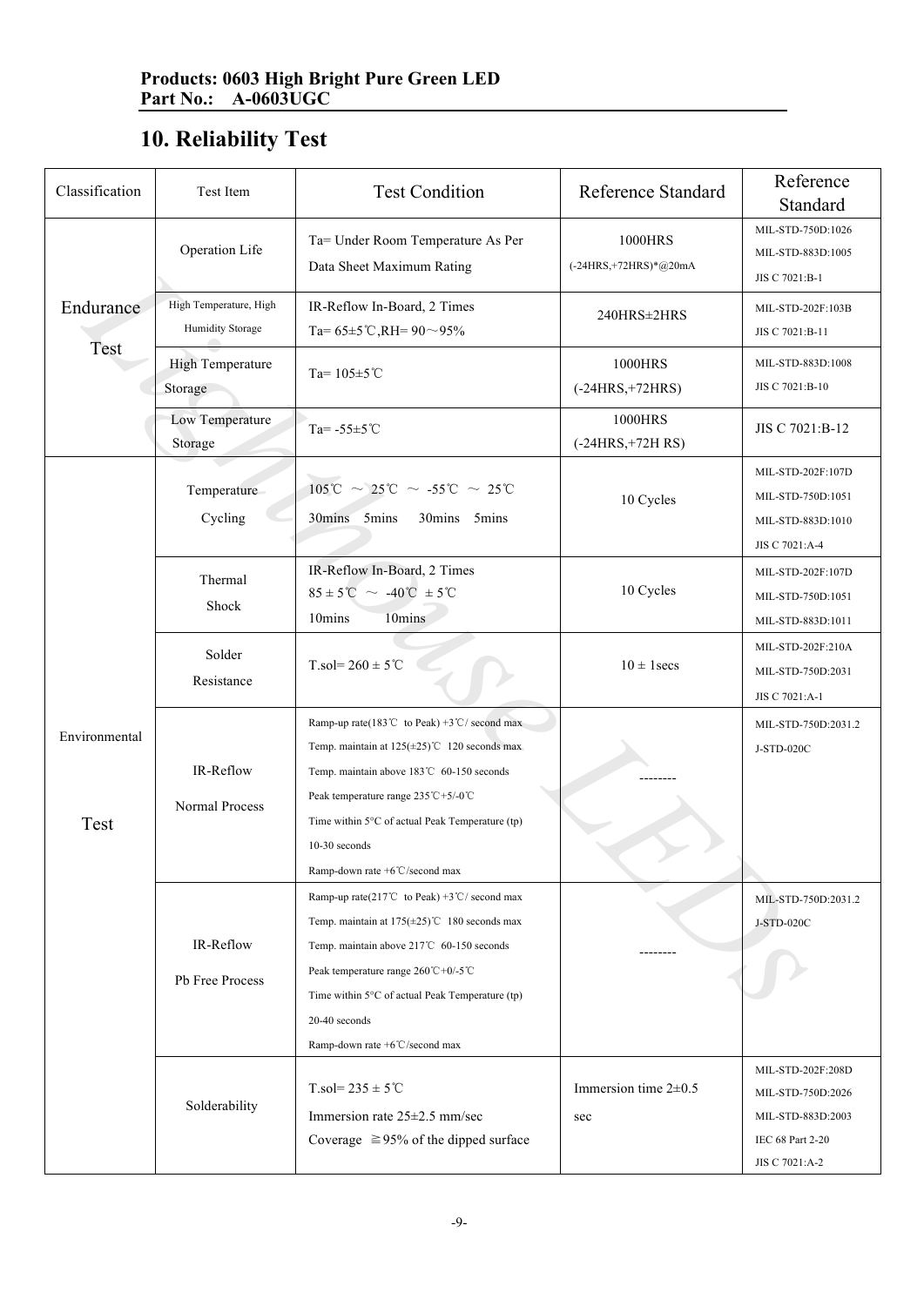Products: 0603 High Bright Pure Green LED
Part No.: A-0603UGC

## 10. Reliability Test

| Classification | Test Item | Test Condition | Reference Standard | Reference Standard |
|---|---|---|---|---|
| Endurance Test | Operation Life | Ta= Under Room Temperature As Per Data Sheet Maximum Rating | 1000HRS (-24HRS,+72HRS)*@20mA | MIL-STD-750D:1026<br>MIL-STD-883D:1005<br>JIS C 7021:B-1 |
| | High Temperature, High Humidity Storage | IR-Reflow In-Board, 2 Times<br>Ta= 65±5℃,RH= 90～95% | 240HRS±2HRS | MIL-STD-202F:103B<br>JIS C 7021:B-11 |
| | High Temperature Storage | Ta= 105±5℃ | 1000HRS (-24HRS,+72HRS) | MIL-STD-883D:1008<br>JIS C 7021:B-10 |
| | Low Temperature Storage | Ta= -55±5℃ | 1000HRS (-24HRS,+72H RS) | JIS C 7021:B-12 |
| Environmental Test | Temperature Cycling | 105℃ ～ 25℃ ～ -55℃ ～ 25℃<br>30mins 5mins 30mins 5mins | 10 Cycles | MIL-STD-202F:107D<br>MIL-STD-750D:1051<br>MIL-STD-883D:1010<br>JIS C 7021:A-4 |
| | Thermal Shock | IR-Reflow In-Board, 2 Times<br>85 ± 5℃ ～ -40℃ ± 5℃<br>10mins 10mins | 10 Cycles | MIL-STD-202F:107D<br>MIL-STD-750D:1051<br>MIL-STD-883D:1011 |
| | Solder Resistance | T.sol= 260 ± 5℃ | 10 ± 1secs | MIL-STD-202F:210A<br>MIL-STD-750D:2031<br>JIS C 7021:A-1 |
| | IR-Reflow Normal Process | Ramp-up rate(183℃ to Peak) +3℃/ second max<br>Temp. maintain at 125(±25)℃ 120 seconds max<br>Temp. maintain above 183℃ 60-150 seconds<br>Peak temperature range 235℃+5/-0℃<br>Time within 5°C of actual Peak Temperature (tp) 10-30 seconds<br>Ramp-down rate +6℃/second max | -------- | MIL-STD-750D:2031.2<br>J-STD-020C |
| | IR-Reflow Pb Free Process | Ramp-up rate(217℃ to Peak) +3℃/ second max<br>Temp. maintain at 175(±25)℃ 180 seconds max<br>Temp. maintain above 217℃ 60-150 seconds<br>Peak temperature range 260℃+0/-5℃<br>Time within 5°C of actual Peak Temperature (tp) 20-40 seconds<br>Ramp-down rate +6℃/second max | -------- | MIL-STD-750D:2031.2<br>J-STD-020C |
| | Solderability | T.sol= 235 ± 5℃<br>Immersion rate 25±2.5 mm/sec<br>Coverage ≧95% of the dipped surface | Immersion time 2±0.5 sec | MIL-STD-202F:208D<br>MIL-STD-750D:2026<br>MIL-STD-883D:2003<br>IEC 68 Part 2-20<br>JIS C 7021:A-2 |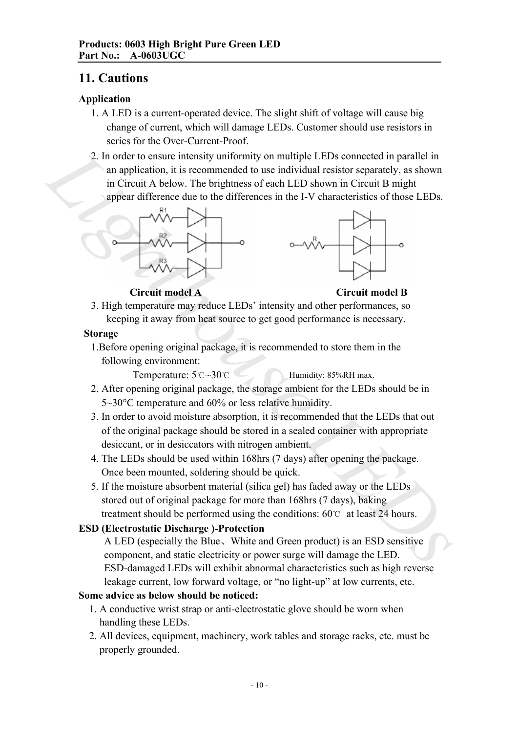Products: 0603 High Bright Pure Green LED
Part No.: A-0603UGC

## 11. Cautions

**Application**

1. A LED is a current-operated device. The slight shift of voltage will cause big change of current, which will damage LEDs. Customer should use resistors in series for the Over-Current-Proof.
2. In order to ensure intensity uniformity on multiple LEDs connected in parallel in an application, it is recommended to use individual resistor separately, as shown in Circuit A below. The brightness of each LED shown in Circuit B might appear difference due to the differences in the I-V characteristics of those LEDs.

**Circuit model A** **Circuit model B**

3. High temperature may reduce LEDs' intensity and other performances, so keeping it away from heat source to get good performance is necessary.

**Storage**

1. Before opening original package, it is recommended to store them in the following environment:
   Temperature: 5℃~30℃ Humidity: 85%RH max.
2. After opening original package, the storage ambient for the LEDs should be in 5~30°C temperature and 60% or less relative humidity.
3. In order to avoid moisture absorption, it is recommended that the LEDs that out of the original package should be stored in a sealed container with appropriate desiccant, or in desiccators with nitrogen ambient.
4. The LEDs should be used within 168hrs (7 days) after opening the package. Once been mounted, soldering should be quick.
5. If the moisture absorbent material (silica gel) has faded away or the LEDs stored out of original package for more than 168hrs (7 days), baking treatment should be performed using the conditions: 60℃ at least 24 hours.

**ESD (Electrostatic Discharge )-Protection**

A LED (especially the Blue、White and Green product) is an ESD sensitive component, and static electricity or power surge will damage the LED. ESD-damaged LEDs will exhibit abnormal characteristics such as high reverse leakage current, low forward voltage, or "no light-up" at low currents, etc.

**Some advice as below should be noticed:**

1. A conductive wrist strap or anti-electrostatic glove should be worn when handling these LEDs.
2. All devices, equipment, machinery, work tables and storage racks, etc. must be properly grounded.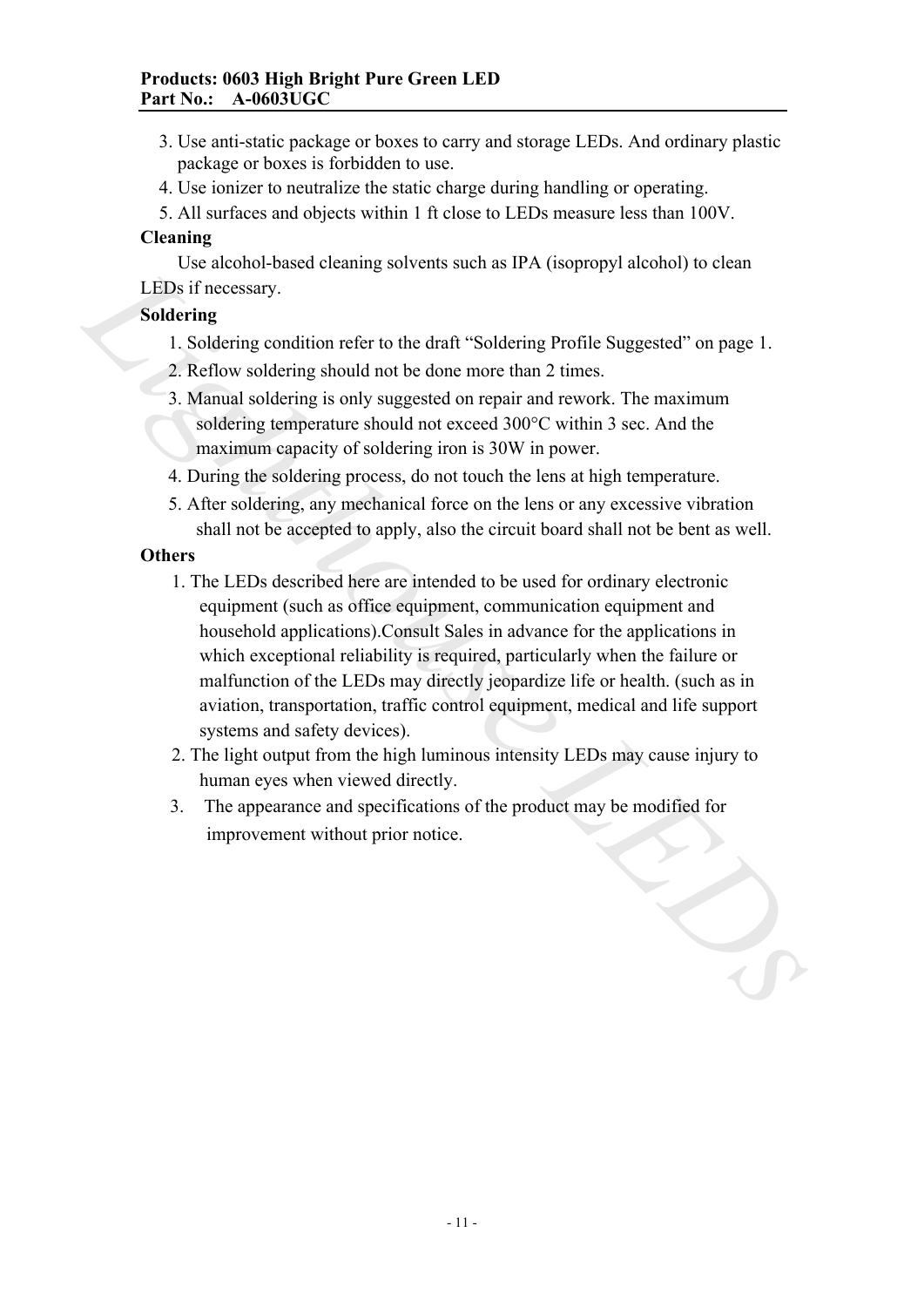3. Use anti-static package or boxes to carry and storage LEDs. And ordinary plastic package or boxes is forbidden to use.
4. Use ionizer to neutralize the static charge during handling or operating.
5. All surfaces and objects within 1 ft close to LEDs measure less than 100V.

**Cleaning**

Use alcohol-based cleaning solvents such as IPA (isopropyl alcohol) to clean LEDs if necessary.

**Soldering**

1. Soldering condition refer to the draft "Soldering Profile Suggested" on page 1.
2. Reflow soldering should not be done more than 2 times.
3. Manual soldering is only suggested on repair and rework. The maximum soldering temperature should not exceed 300°C within 3 sec. And the maximum capacity of soldering iron is 30W in power.
4. During the soldering process, do not touch the lens at high temperature.
5. After soldering, any mechanical force on the lens or any excessive vibration shall not be accepted to apply, also the circuit board shall not be bent as well.

**Others**

1. The LEDs described here are intended to be used for ordinary electronic equipment (such as office equipment, communication equipment and household applications).Consult Sales in advance for the applications in which exceptional reliability is required, particularly when the failure or malfunction of the LEDs may directly jeopardize life or health. (such as in aviation, transportation, traffic control equipment, medical and life support systems and safety devices).
2. The light output from the high luminous intensity LEDs may cause injury to human eyes when viewed directly.
3. The appearance and specifications of the product may be modified for improvement without prior notice.